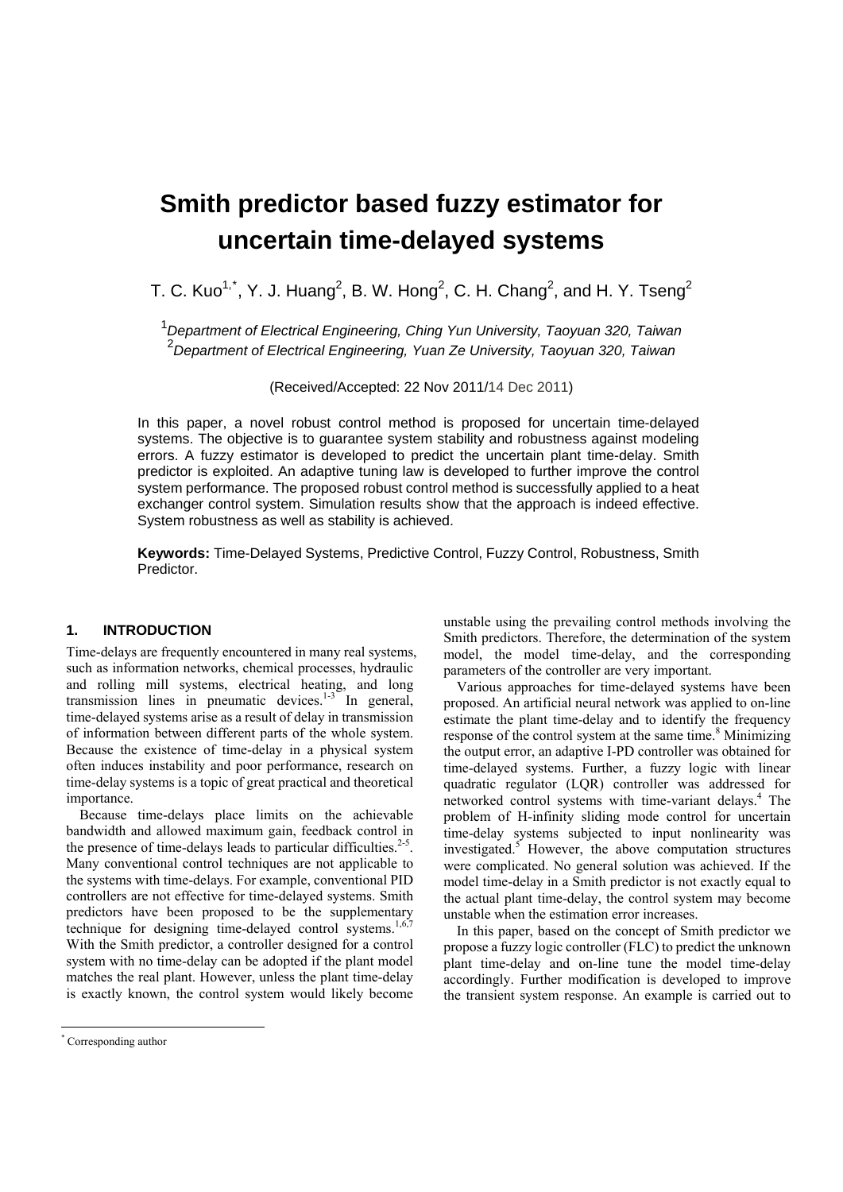# Smith predictor based fuzzy estimator for uncertain time-delayed systems

T. C. Kuo[1,*], Y. J. Huang[2], B. W. Hong[2], C. H. Chang[2], and H. Y. Tseng[2]

[1]*Department of Electrical Engineering, Ching Yun University, Taoyuan 320, Taiwan*
[2]*Department of Electrical Engineering, Yuan Ze University, Taoyuan 320, Taiwan*

(Received/Accepted: 22 Nov 2011/14 Dec 2011)

In this paper, a novel robust control method is proposed for uncertain time-delayed systems. The objective is to guarantee system stability and robustness against modeling errors. A fuzzy estimator is developed to predict the uncertain plant time-delay. Smith predictor is exploited. An adaptive tuning law is developed to further improve the control system performance. The proposed robust control method is successfully applied to a heat exchanger control system. Simulation results show that the approach is indeed effective. System robustness as well as stability is achieved.

**Keywords:** Time-Delayed Systems, Predictive Control, Fuzzy Control, Robustness, Smith Predictor.

## 1. INTRODUCTION

Time-delays are frequently encountered in many real systems, such as information networks, chemical processes, hydraulic and rolling mill systems, electrical heating, and long transmission lines in pneumatic devices.[1-3] In general, time-delayed systems arise as a result of delay in transmission of information between different parts of the whole system. Because the existence of time-delay in a physical system often induces instability and poor performance, research on time-delay systems is a topic of great practical and theoretical importance.

Because time-delays place limits on the achievable bandwidth and allowed maximum gain, feedback control in the presence of time-delays leads to particular difficulties.[2-5]. Many conventional control techniques are not applicable to the systems with time-delays. For example, conventional PID controllers are not effective for time-delayed systems. Smith predictors have been proposed to be the supplementary technique for designing time-delayed control systems.[1,6,7] With the Smith predictor, a controller designed for a control system with no time-delay can be adopted if the plant model matches the real plant. However, unless the plant time-delay is exactly known, the control system would likely become unstable using the prevailing control methods involving the Smith predictors. Therefore, the determination of the system model, the model time-delay, and the corresponding parameters of the controller are very important.

Various approaches for time-delayed systems have been proposed. An artificial neural network was applied to on-line estimate the plant time-delay and to identify the frequency response of the control system at the same time.[8] Minimizing the output error, an adaptive I-PD controller was obtained for time-delayed systems. Further, a fuzzy logic with linear quadratic regulator (LQR) controller was addressed for networked control systems with time-variant delays.[4] The problem of H-infinity sliding mode control for uncertain time-delay systems subjected to input nonlinearity was investigated.[5] However, the above computation structures were complicated. No general solution was achieved. If the model time-delay in a Smith predictor is not exactly equal to the actual plant time-delay, the control system may become unstable when the estimation error increases.

In this paper, based on the concept of Smith predictor we propose a fuzzy logic controller (FLC) to predict the unknown plant time-delay and on-line tune the model time-delay accordingly. Further modification is developed to improve the transient system response. An example is carried out to

[*] Corresponding author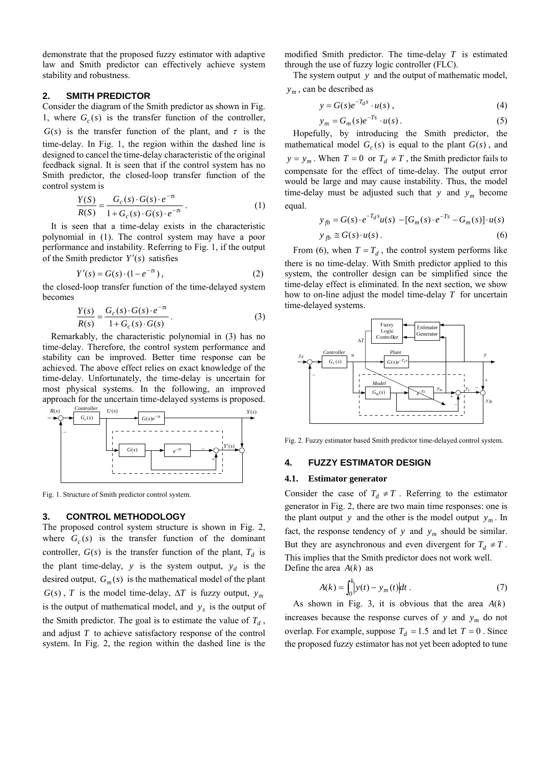demonstrate that the proposed fuzzy estimator with adaptive law and Smith predictor can effectively achieve system stability and robustness.

## 2. SMITH PREDICTOR

Consider the diagram of the Smith predictor as shown in Fig. 1, where $G_c(s)$ is the transfer function of the controller, $G(s)$ is the transfer function of the plant, and $\tau$ is the time-delay. In Fig. 1, the region within the dashed line is designed to cancel the time-delay characteristic of the original feedback signal. It is seen that if the control system has no Smith predictor, the closed-loop transfer function of the control system is

$$\frac{Y(S)}{R(S)} = \frac{G_c(s) \cdot G(s) \cdot e^{-\tau s}}{1 + G_c(s) \cdot G(s) \cdot e^{-\tau s}} . \tag{1}$$

It is seen that a time-delay exists in the characteristic polynomial in (1). The control system may have a poor performance and instability. Referring to Fig. 1, if the output of the Smith predictor $Y'(s)$ satisfies

$$Y'(s) = G(s) \cdot (1 - e^{-\tau s}) , \tag{2}$$

the closed-loop transfer function of the time-delayed system becomes

$$\frac{Y(s)}{R(s)} = \frac{G_c(s) \cdot G(s) \cdot e^{-\tau s}}{1 + G_c(s) \cdot G(s)} . \tag{3}$$

Remarkably, the characteristic polynomial in (3) has no time-delay. Therefore, the control system performance and stability can be improved. Better time response can be achieved. The above effect relies on exact knowledge of the time-delay. Unfortunately, the time-delay is uncertain for most physical systems. In the following, an improved approach for the uncertain time-delayed systems is proposed.

Fig. 1. Structure of Smith predictor control system.

## 3. CONTROL METHODOLOGY

The proposed control system structure is shown in Fig. 2, where $G_c(s)$ is the transfer function of the dominant controller, $G(s)$ is the transfer function of the plant, $T_d$ is the plant time-delay, $y$ is the system output, $y_d$ is the desired output, $G_m(s)$ is the mathematical model of the plant $G(s)$, $T$ is the model time-delay, $\Delta T$ is fuzzy output, $y_m$ is the output of mathematical model, and $y_s$ is the output of the Smith predictor. The goal is to estimate the value of $T_d$, and adjust $T$ to achieve satisfactory response of the control system. In Fig. 2, the region within the dashed line is the modified Smith predictor. The time-delay $T$ is estimated through the use of fuzzy logic controller (FLC).

The system output $y$ and the output of mathematic model, $y_m$, can be described as

$$y = G(s)e^{-T_d s} \cdot u(s) , \tag{4}$$

$$y_m = G_m(s)e^{-Ts} \cdot u(s) . \tag{5}$$

Hopefully, by introducing the Smith predictor, the mathematical model $G_c(s)$ is equal to the plant $G(s)$, and $y = y_m$. When $T = 0$ or $T_d \neq T$, the Smith predictor fails to compensate for the effect of time-delay. The output error would be large and may cause instability. Thus, the model time-delay must be adjusted such that $y$ and $y_m$ become equal.

$$y_{fb} = G(s) \cdot e^{-T_d s}u(s) - [G_m(s) \cdot e^{-Ts} - G_m(s)] \cdot u(s)$$

$$y_{fb} \cong G(s) \cdot u(s) . \tag{6}$$

From (6), when $T = T_d$, the control system performs like there is no time-delay. With Smith predictor applied to this system, the controller design can be simplified since the time-delay effect is eliminated. In the next section, we show how to on-line adjust the model time-delay $T$ for uncertain time-delayed systems.

Fig. 2. Fuzzy estimator based Smith predictor time-delayed control system.

## 4. FUZZY ESTIMATOR DESIGN

### 4.1. Estimator generator

Consider the case of $T_d \neq T$. Referring to the estimator generator in Fig. 2, there are two main time responses: one is the plant output $y$ and the other is the model output $y_m$. In fact, the response tendency of $y$ and $y_m$ should be similar. But they are asynchronous and even divergent for $T_d \neq T$. This implies that the Smith predictor does not work well. Define the area $A(k)$ as

$$A(k) = \int_0^k \left| y(t) - y_m(t) \right| dt . \tag{7}$$

As shown in Fig. 3, it is obvious that the area $A(k)$ increases because the response curves of $y$ and $y_m$ do not overlap. For example, suppose $T_d = 1.5$ and let $T = 0$. Since the proposed fuzzy estimator has not yet been adopted to tune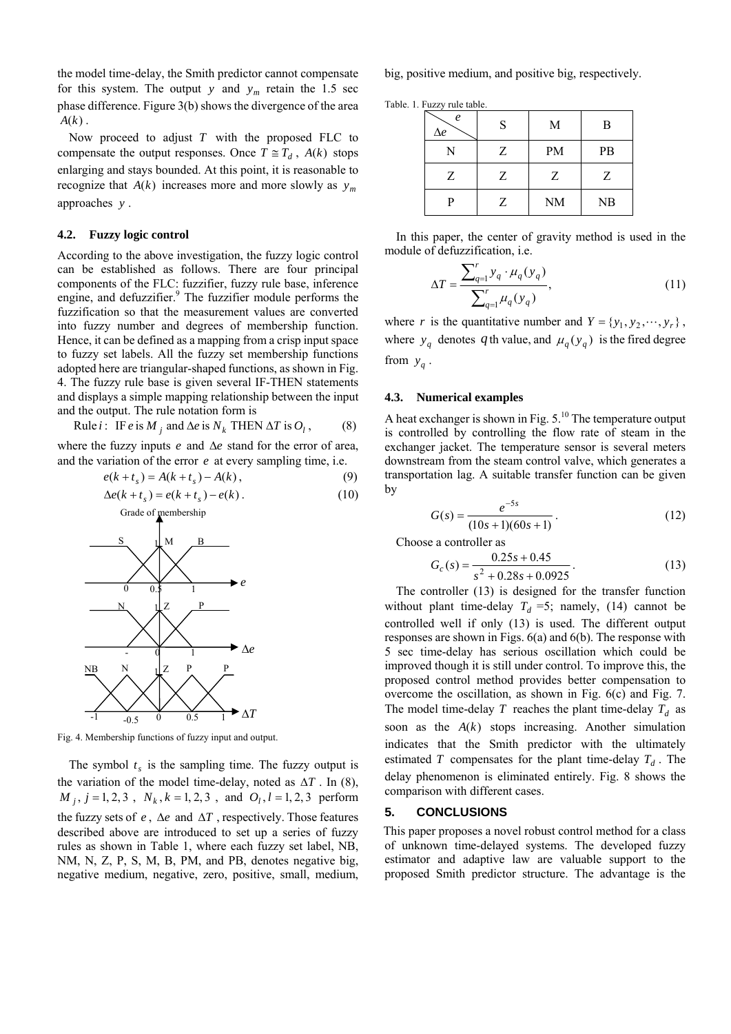the model time-delay, the Smith predictor cannot compensate for this system. The output $y$ and $y_m$ retain the 1.5 sec phase difference. Figure 3(b) shows the divergence of the area $A(k)$.

Now proceed to adjust $T$ with the proposed FLC to compensate the output responses. Once $T \cong T_d$, $A(k)$ stops enlarging and stays bounded. At this point, it is reasonable to recognize that $A(k)$ increases more and more slowly as $y_m$ approaches $y$.

### 4.2. Fuzzy logic control

According to the above investigation, the fuzzy logic control can be established as follows. There are four principal components of the FLC: fuzzifier, fuzzy rule base, inference engine, and defuzzifier.[9] The fuzzifier module performs the fuzzification so that the measurement values are converted into fuzzy number and degrees of membership function. Hence, it can be defined as a mapping from a crisp input space to fuzzy set labels. All the fuzzy set membership functions adopted here are triangular-shaped functions, as shown in Fig. 4. The fuzzy rule base is given several IF-THEN statements and displays a simple mapping relationship between the input and the output. The rule notation form is

$$\text{Rule } i: \text{ IF } e \text{ is } M_j \text{ and } \Delta e \text{ is } N_k \text{ THEN } \Delta T \text{ is } O_l, \tag{8}$$

where the fuzzy inputs $e$ and $\Delta e$ stand for the error of area, and the variation of the error $e$ at every sampling time, i.e.

$$e(k+t_s) = A(k+t_s) - A(k), \tag{9}$$

$$\Delta e(k+t_s) = e(k+t_s) - e(k). \tag{10}$$

Fig. 4. Membership functions of fuzzy input and output.

The symbol $t_s$ is the sampling time. The fuzzy output is the variation of the model time-delay, noted as $\Delta T$. In (8), $M_j, j=1,2,3$, $N_k, k=1,2,3$, and $O_l, l=1,2,3$ perform the fuzzy sets of $e$, $\Delta e$ and $\Delta T$, respectively. Those features described above are introduced to set up a series of fuzzy rules as shown in Table 1, where each fuzzy set label, NB, NM, N, Z, P, S, M, B, PM, and PB, denotes negative big, negative medium, negative, zero, positive, small, medium, big, positive medium, and positive big, respectively.

Table. 1. Fuzzy rule table.

| $\Delta e$ \ $e$ | S | M | B |
|---|---|---|---|
| N | Z | PM | PB |
| Z | Z | Z | Z |
| P | Z | NM | NB |

In this paper, the center of gravity method is used in the module of defuzzification, i.e.

$$\Delta T = \frac{\sum_{q=1}^{r} y_q \cdot \mu_q(y_q)}{\sum_{q=1}^{r} \mu_q(y_q)}, \tag{11}$$

where $r$ is the quantitative number and $Y = \{y_1, y_2, \cdots, y_r\}$, where $y_q$ denotes $q$th value, and $\mu_q(y_q)$ is the fired degree from $y_q$.

### 4.3. Numerical examples

A heat exchanger is shown in Fig. 5.[10] The temperature output is controlled by controlling the flow rate of steam in the exchanger jacket. The temperature sensor is several meters downstream from the steam control valve, which generates a transportation lag. A suitable transfer function can be given by

$$G(s) = \frac{e^{-5s}}{(10s+1)(60s+1)}. \tag{12}$$

Choose a controller as

$$G_c(s) = \frac{0.25s + 0.45}{s^2 + 0.28s + 0.0925}. \tag{13}$$

The controller (13) is designed for the transfer function without plant time-delay $T_d$ =5; namely, (14) cannot be controlled well if only (13) is used. The different output responses are shown in Figs. 6(a) and 6(b). The response with 5 sec time-delay has serious oscillation which could be improved though it is still under control. To improve this, the proposed control method provides better compensation to overcome the oscillation, as shown in Fig. 6(c) and Fig. 7. The model time-delay $T$ reaches the plant time-delay $T_d$ as soon as the $A(k)$ stops increasing. Another simulation indicates that the Smith predictor with the ultimately estimated $T$ compensates for the plant time-delay $T_d$. The delay phenomenon is eliminated entirely. Fig. 8 shows the comparison with different cases.

## 5. CONCLUSIONS

This paper proposes a novel robust control method for a class of unknown time-delayed systems. The developed fuzzy estimator and adaptive law are valuable support to the proposed Smith predictor structure. The advantage is the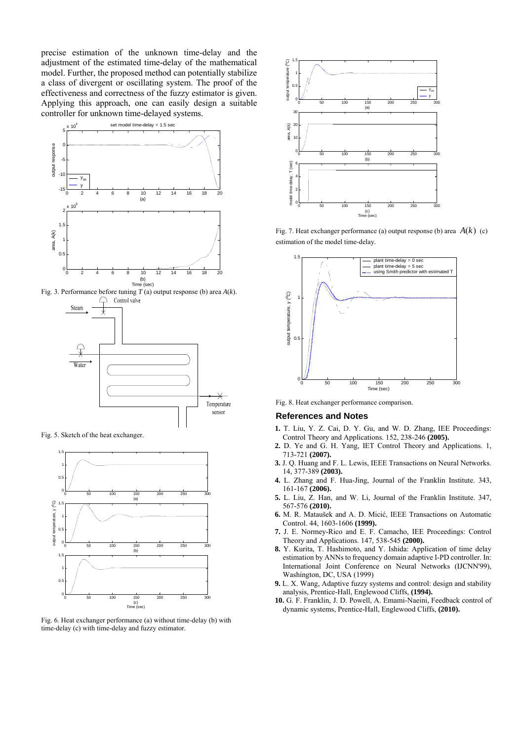precise estimation of the unknown time-delay and the adjustment of the estimated time-delay of the mathematical model. Further, the proposed method can potentially stabilize a class of divergent or oscillating system. The proof of the effectiveness and correctness of the fuzzy estimator is given. Applying this approach, one can easily design a suitable controller for unknown time-delayed systems.

set model time-delay = 1.5 sec

x 10^4

output response

$y_m$

y

(a)

x 10^6

area, A(k)

(b)

Time (sec)

Fig. 3. Performance before tuning $T$ (a) output response (b) area $A(k)$.

Control valve

Steam

Water

Temperature sensor

Fig. 5. Sketch of the heat exchanger.

output temperature, y (°C)

(a)

(b)

(c)

Time (sec)

Fig. 6. Heat exchanger performance (a) without time-delay (b) with time-delay (c) with time-delay and fuzzy estimator.

output temperature (°C)

$y_m$

y

(a)

area, A(k)

(b)

model time-delay, T (sec)

(c)

Time (sec)

Fig. 7. Heat exchanger performance (a) output response (b) area $A(k)$ (c) estimation of the model time-delay.

plant time-delay = 0 sec

plant time-delay = 5 sec

using Smith predictor with estimated T

output temperature, y (°C)

Time (sec)

Fig. 8. Heat exchanger performance comparison.

## References and Notes

1. T. Liu, Y. Z. Cai, D. Y. Gu, and W. D. Zhang, IEE Proceedings: Control Theory and Applications. 152, 238-246 **(2005).**
2. D. Ye and G. H. Yang, IET Control Theory and Applications. 1, 713-721 **(2007).**
3. J. Q. Huang and F. L. Lewis, IEEE Transactions on Neural Networks. 14, 377-389 **(2003).**
4. L. Zhang and F. Hua-Jing, Journal of the Franklin Institute. 343, 161-167 **(2006).**
5. L. Liu, Z. Han, and W. Li, Journal of the Franklin Institute. 347, 567-576 **(2010).**
6. M. R. Matauśek and A. D. Micić, IEEE Transactions on Automatic Control. 44, 1603-1606 **(1999).**
7. J. E. Normey-Rico and E. F. Camacho, IEE Proceedings: Control Theory and Applications. 147, 538-545 **(2000).**
8. Y. Kurita, T. Hashimoto, and Y. Ishida: Application of time delay estimation by ANNs to frequency domain adaptive I-PD controller. In: International Joint Conference on Neural Networks (IJCNN'99), Washington, DC, USA (1999)
9. L. X. Wang, Adaptive fuzzy systems and control: design and stability analysis, Prentice-Hall, Englewood Cliffs, **(1994).**
10. G. F. Franklin, J. D. Powell, A. Emami-Naeini, Feedback control of dynamic systems, Prentice-Hall, Englewood Cliffs, **(2010).**